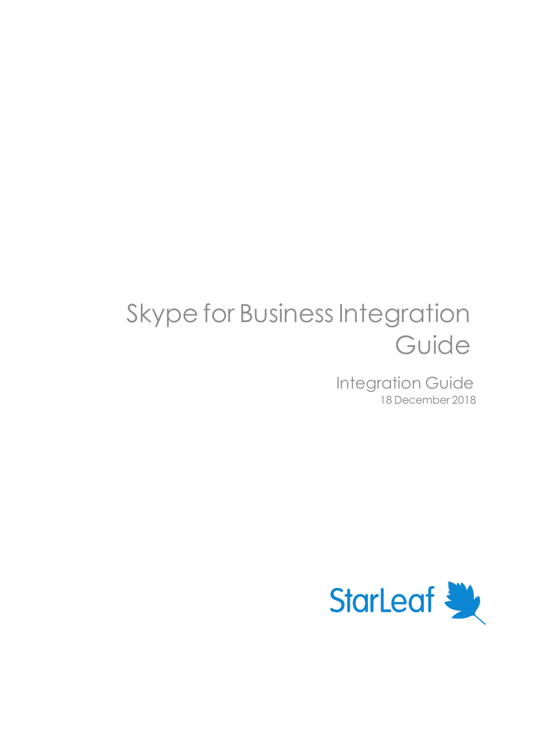# Skype for Business Integration Guide

Integration Guide

18 December 2018

StarLeaf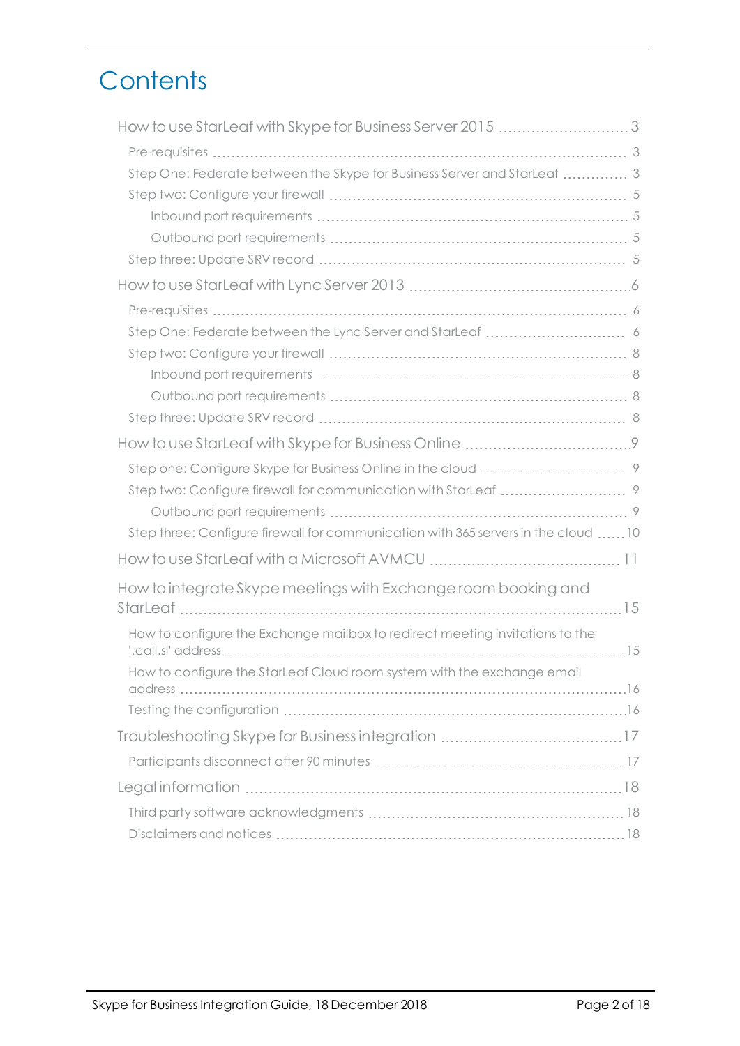# Contents

- How to use StarLeaf with Skype for Business Server 2015 ... 3
  - Pre-requisites ... 3
  - Step One: Federate between the Skype for Business Server and StarLeaf ... 3
  - Step two: Configure your firewall ... 5
    - Inbound port requirements ... 5
    - Outbound port requirements ... 5
  - Step three: Update SRV record ... 5
- How to use StarLeaf with Lync Server 2013 ... 6
  - Pre-requisites ... 6
  - Step One: Federate between the Lync Server and StarLeaf ... 6
  - Step two: Configure your firewall ... 8
    - Inbound port requirements ... 8
    - Outbound port requirements ... 8
  - Step three: Update SRV record ... 8
- How to use StarLeaf with Skype for Business Online ... 9
  - Step one: Configure Skype for Business Online in the cloud ... 9
  - Step two: Configure firewall for communication with StarLeaf ... 9
    - Outbound port requirements ... 9
  - Step three: Configure firewall for communication with 365 servers in the cloud ... 10
- How to use StarLeaf with a Microsoft AVMCU ... 11
- How to integrate Skype meetings with Exchange room booking and StarLeaf ... 15
  - How to configure the Exchange mailbox to redirect meeting invitations to the '.call.sl' address ... 15
  - How to configure the StarLeaf Cloud room system with the exchange email address ... 16
  - Testing the configuration ... 16
- Troubleshooting Skype for Business integration ... 17
  - Participants disconnect after 90 minutes ... 17
- Legal information ... 18
  - Third party software acknowledgments ... 18
  - Disclaimers and notices ... 18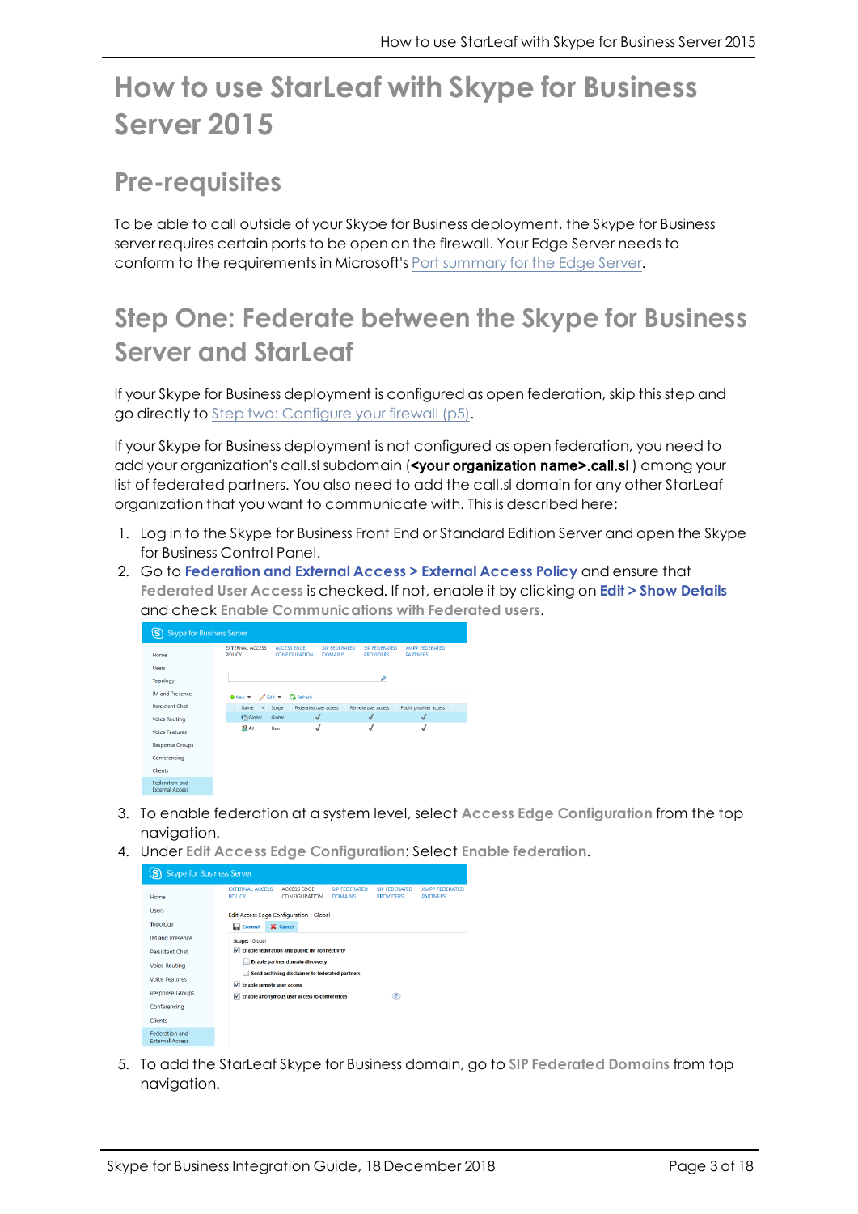# How to use StarLeaf with Skype for Business Server 2015

## Pre-requisites

To be able to call outside of your Skype for Business deployment, the Skype for Business server requires certain ports to be open on the firewall. Your Edge Server needs to conform to the requirements in Microsoft's Port summary for the Edge Server.

## Step One: Federate between the Skype for Business Server and StarLeaf

If your Skype for Business deployment is configured as open federation, skip this step and go directly to Step two: Configure your firewall (p5).

If your Skype for Business deployment is not configured as open federation, you need to add your organization's call.sl subdomain (**<your organization name>.call.sl** ) among your list of federated partners. You also need to add the call.sl domain for any other StarLeaf organization that you want to communicate with. This is described here:

1. Log in to the Skype for Business Front End or Standard Edition Server and open the Skype for Business Control Panel.
2. Go to **Federation and External Access > External Access Policy** and ensure that **Federated User Access** is checked. If not, enable it by clicking on **Edit > Show Details** and check **Enable Communications with Federated users**.
3. To enable federation at a system level, select **Access Edge Configuration** from the top navigation.
4. Under **Edit Access Edge Configuration**: Select **Enable federation**.
5. To add the StarLeaf Skype for Business domain, go to **SIP Federated Domains** from top navigation.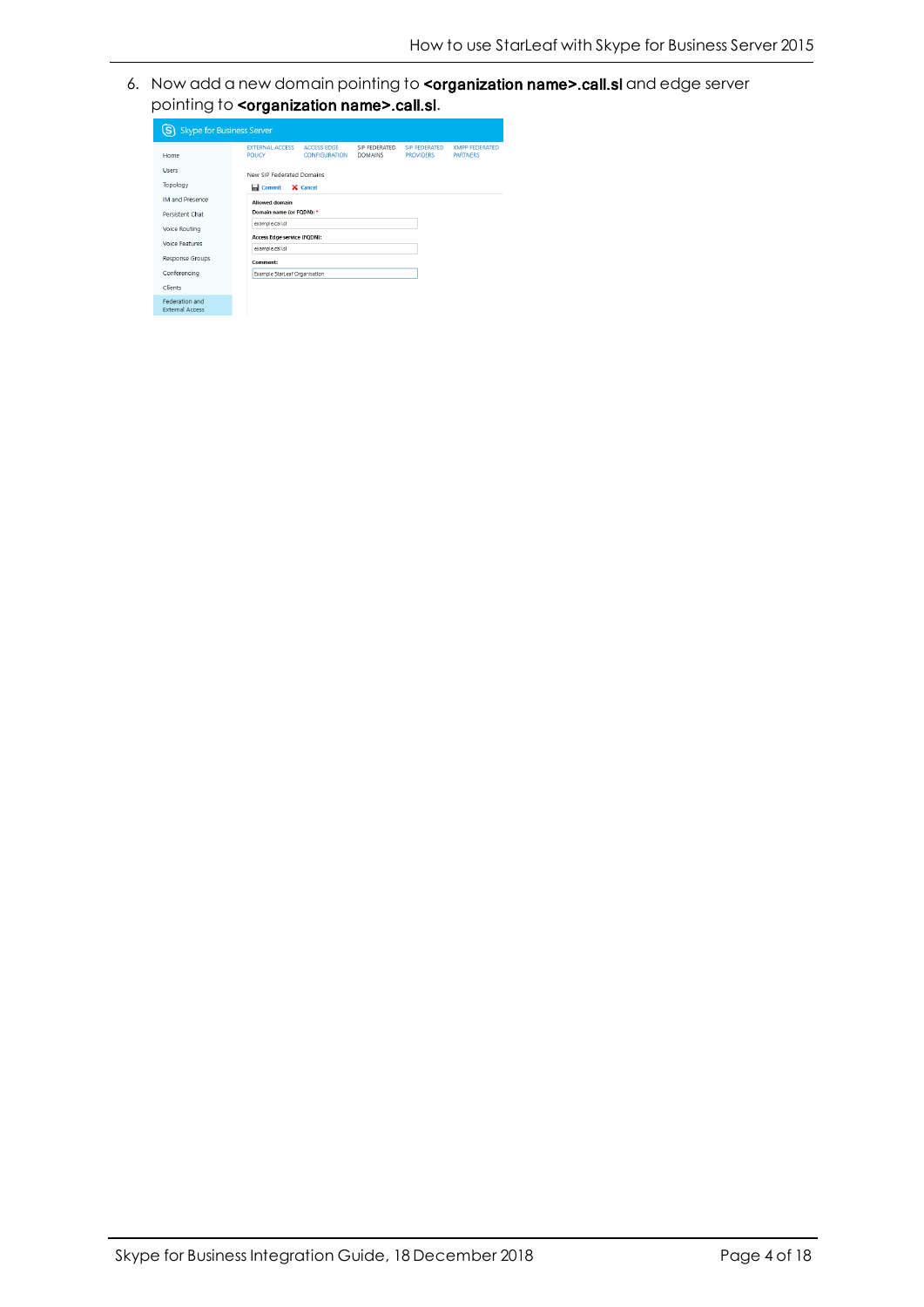6. Now add a new domain pointing to **<organization name>.call.sl** and edge server pointing to **<organization name>.call.sl**.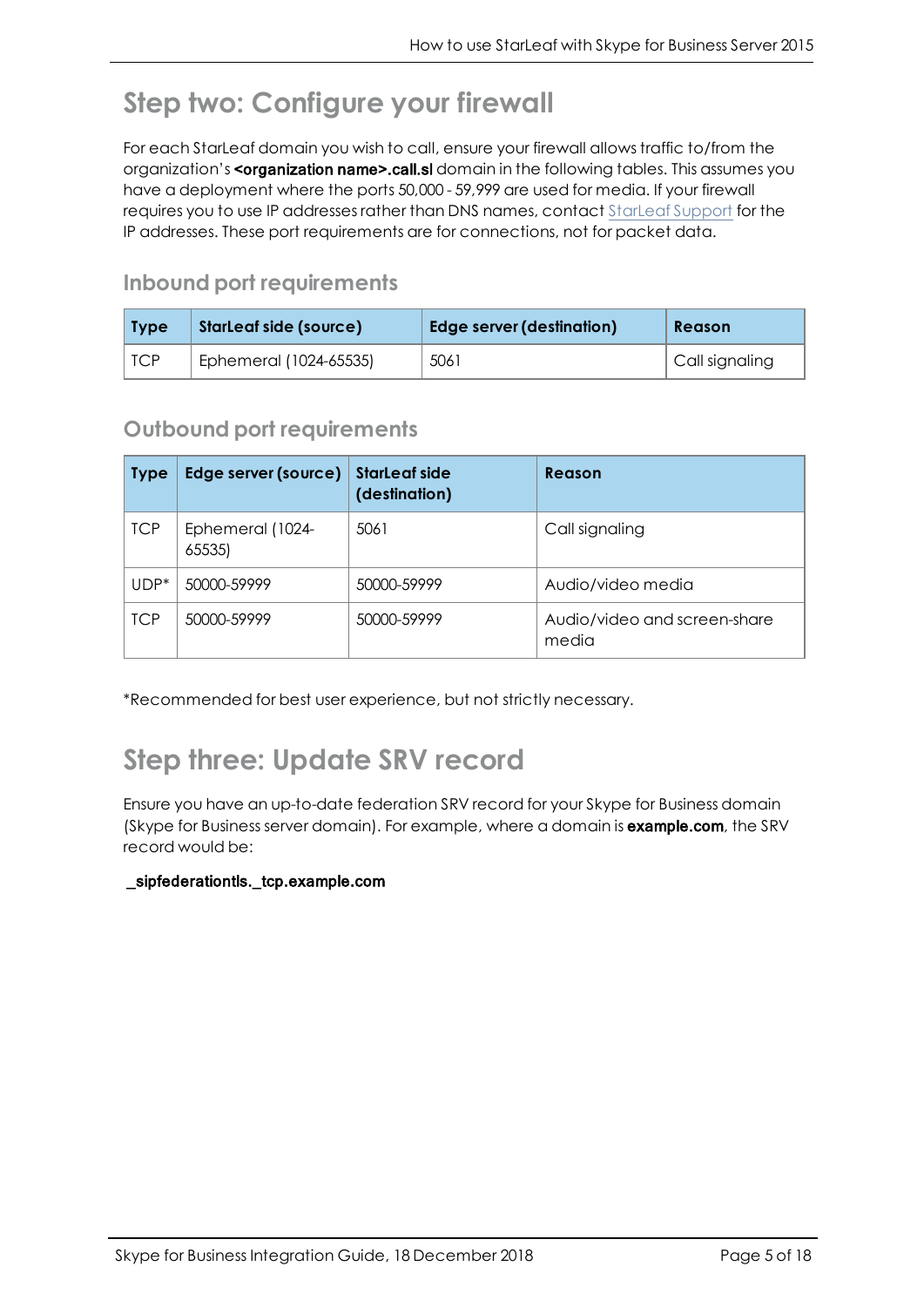# Step two: Configure your firewall

For each StarLeaf domain you wish to call, ensure your firewall allows traffic to/from the organization's **<organization name>.call.sl** domain in the following tables. This assumes you have a deployment where the ports 50,000 - 59,999 are used for media. If your firewall requires you to use IP addresses rather than DNS names, contact StarLeaf Support for the IP addresses. These port requirements are for connections, not for packet data.

## Inbound port requirements

| Type | StarLeaf side (source) | Edge server (destination) | Reason |
| --- | --- | --- | --- |
| TCP | Ephemeral (1024-65535) | 5061 | Call signaling |

## Outbound port requirements

| Type | Edge server (source) | StarLeaf side (destination) | Reason |
| --- | --- | --- | --- |
| TCP | Ephemeral (1024-65535) | 5061 | Call signaling |
| UDP* | 50000-59999 | 50000-59999 | Audio/video media |
| TCP | 50000-59999 | 50000-59999 | Audio/video and screen-share media |

*Recommended for best user experience, but not strictly necessary.

# Step three: Update SRV record

Ensure you have an up-to-date federation SRV record for your Skype for Business domain (Skype for Business server domain). For example, where a domain is **example.com**, the SRV record would be:

**_sipfederationtls._tcp.example.com**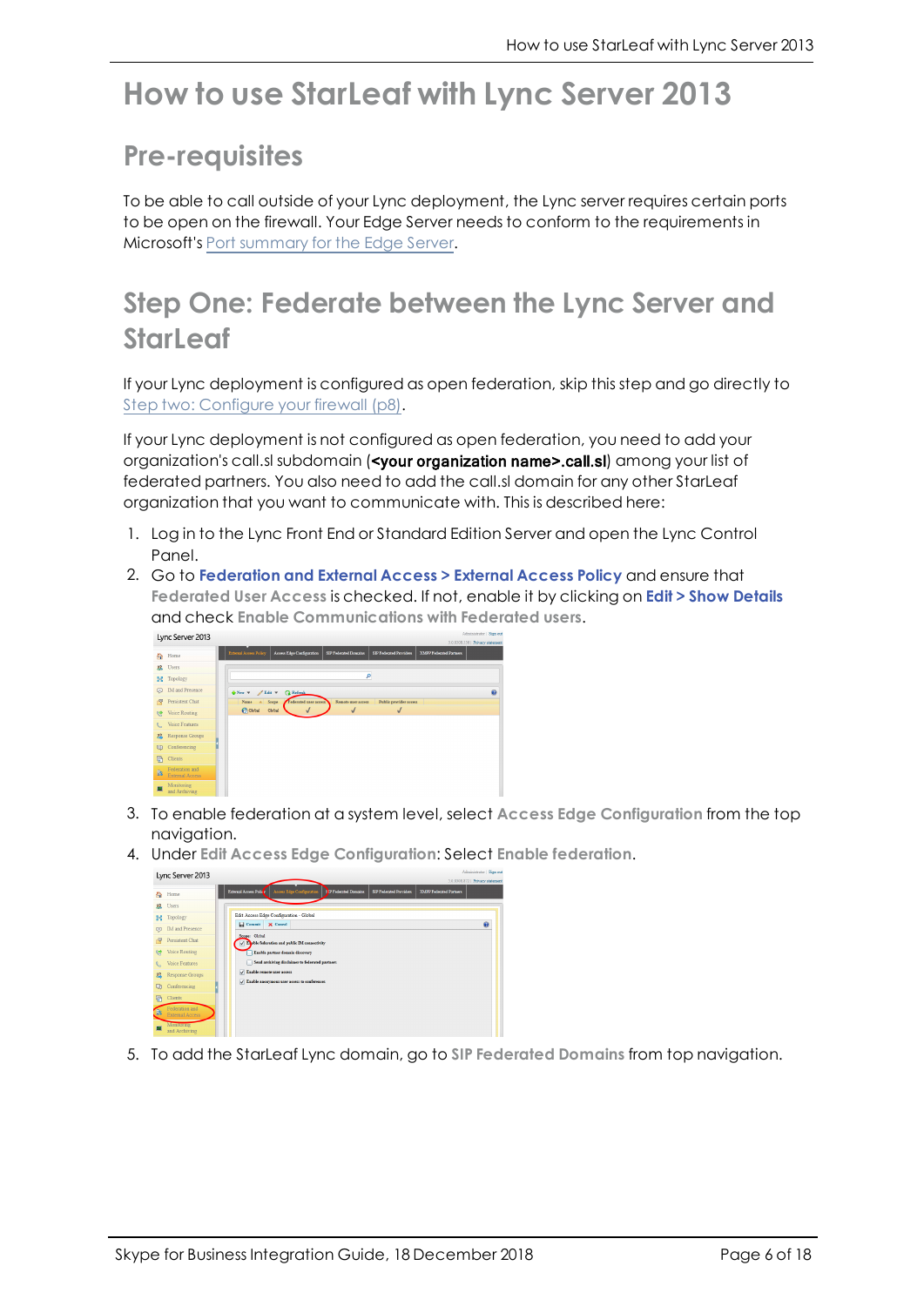# How to use StarLeaf with Lync Server 2013

## Pre-requisites

To be able to call outside of your Lync deployment, the Lync server requires certain ports to be open on the firewall. Your Edge Server needs to conform to the requirements in Microsoft's Port summary for the Edge Server.

## Step One: Federate between the Lync Server and StarLeaf

If your Lync deployment is configured as open federation, skip this step and go directly to Step two: Configure your firewall (p8).

If your Lync deployment is not configured as open federation, you need to add your organization's call.sl subdomain (**<your organization name>.call.sl**) among your list of federated partners. You also need to add the call.sl domain for any other StarLeaf organization that you want to communicate with. This is described here:

1. Log in to the Lync Front End or Standard Edition Server and open the Lync Control Panel.
2. Go to **Federation and External Access > External Access Policy** and ensure that **Federated User Access** is checked. If not, enable it by clicking on **Edit > Show Details** and check **Enable Communications with Federated users**.
3. To enable federation at a system level, select **Access Edge Configuration** from the top navigation.
4. Under **Edit Access Edge Configuration**: Select **Enable federation**.
5. To add the StarLeaf Lync domain, go to **SIP Federated Domains** from top navigation.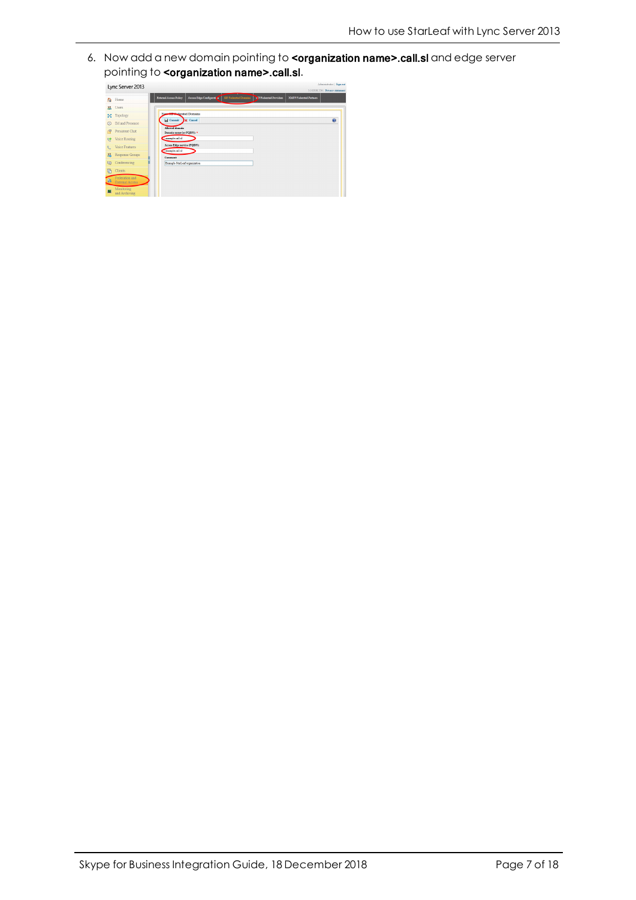6. Now add a new domain pointing to **<organization name>.call.sl** and edge server pointing to **<organization name>.call.sl**.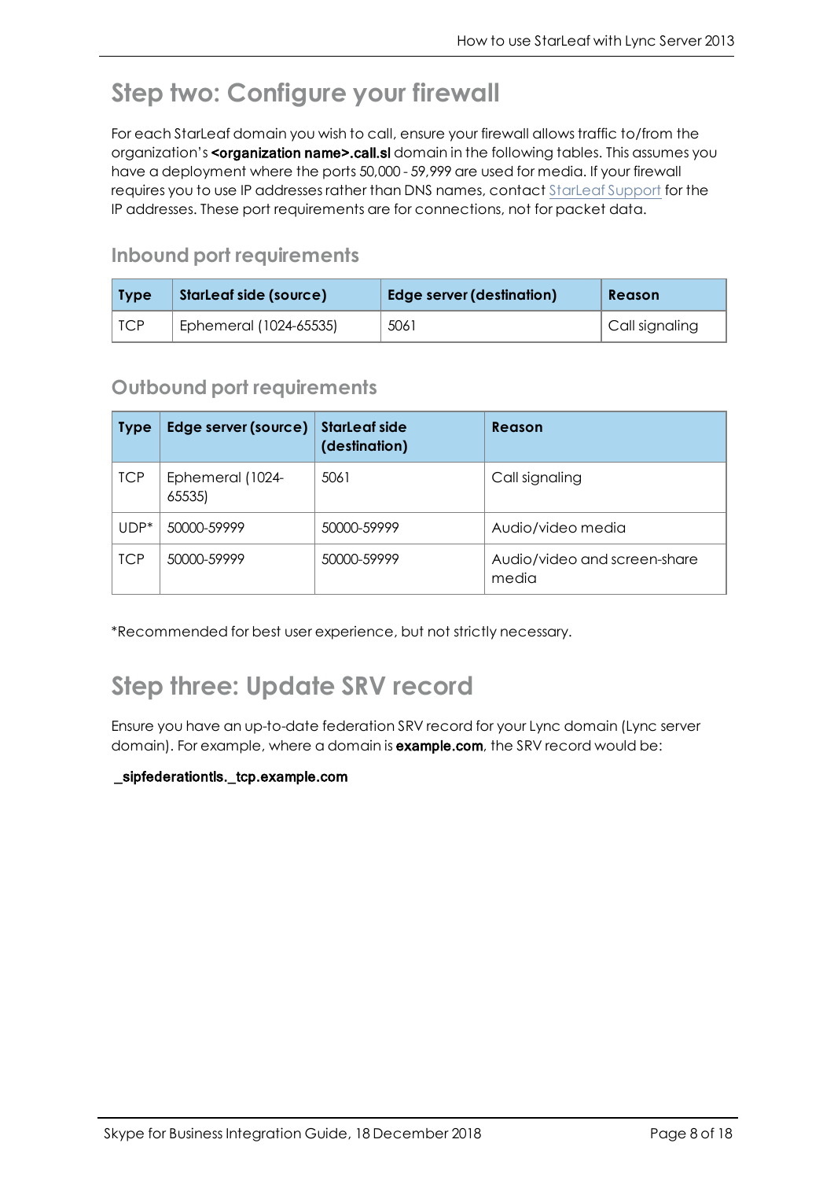# Step two: Configure your firewall

For each StarLeaf domain you wish to call, ensure your firewall allows traffic to/from the organization's **<organization name>.call.sl** domain in the following tables. This assumes you have a deployment where the ports 50,000 - 59,999 are used for media. If your firewall requires you to use IP addresses rather than DNS names, contact StarLeaf Support for the IP addresses. These port requirements are for connections, not for packet data.

## Inbound port requirements

| Type | StarLeaf side (source) | Edge server (destination) | Reason |
|---|---|---|---|
| TCP | Ephemeral (1024-65535) | 5061 | Call signaling |

## Outbound port requirements

| Type | Edge server (source) | StarLeaf side (destination) | Reason |
|---|---|---|---|
| TCP | Ephemeral (1024-65535) | 5061 | Call signaling |
| UDP* | 50000-59999 | 50000-59999 | Audio/video media |
| TCP | 50000-59999 | 50000-59999 | Audio/video and screen-share media |

*Recommended for best user experience, but not strictly necessary.

# Step three: Update SRV record

Ensure you have an up-to-date federation SRV record for your Lync domain (Lync server domain). For example, where a domain is **example.com**, the SRV record would be:

**_sipfederationtls._tcp.example.com**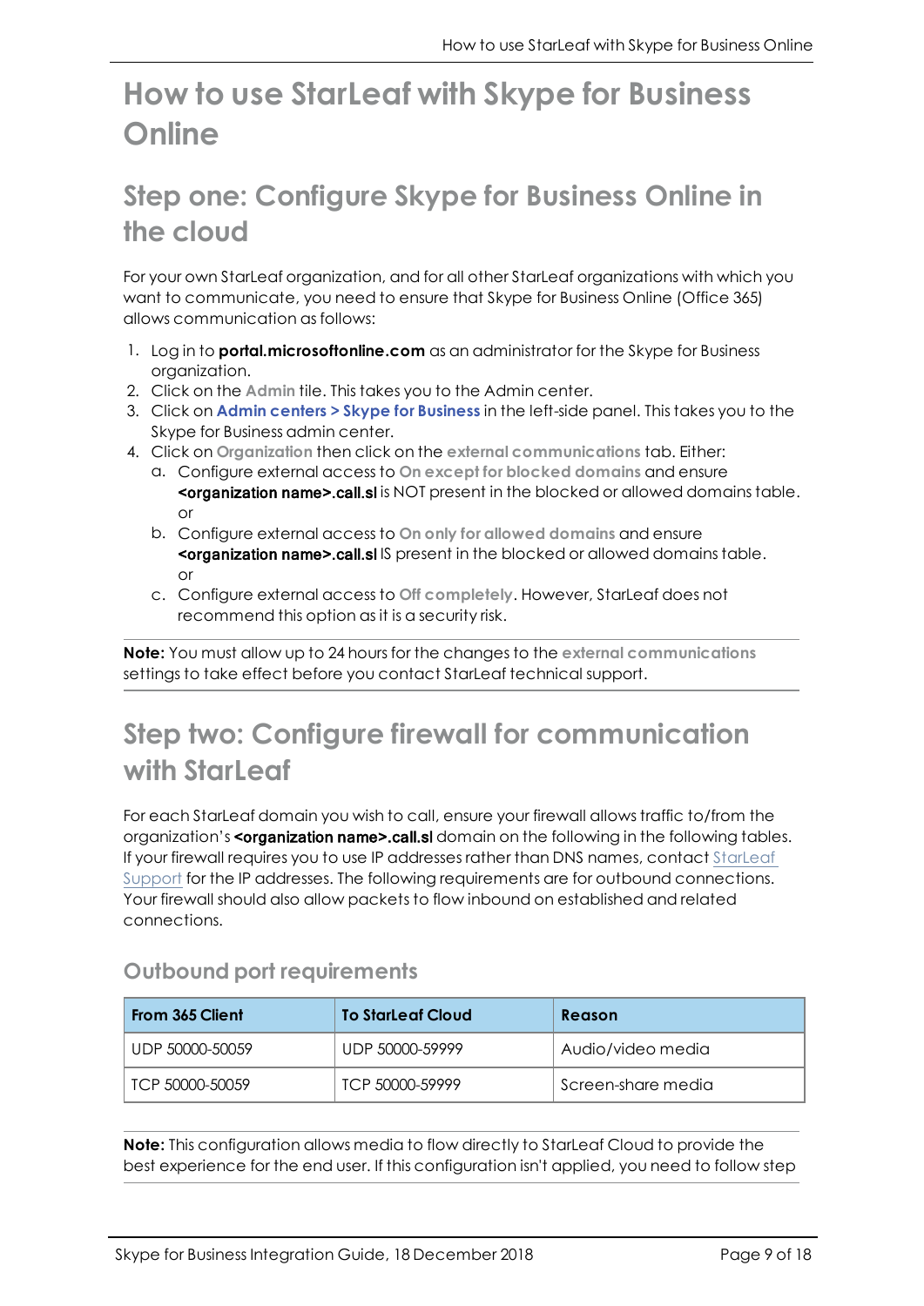# How to use StarLeaf with Skype for Business Online

## Step one: Configure Skype for Business Online in the cloud

For your own StarLeaf organization, and for all other StarLeaf organizations with which you want to communicate, you need to ensure that Skype for Business Online (Office 365) allows communication as follows:

1. Log in to **portal.microsoftonline.com** as an administrator for the Skype for Business organization.
2. Click on the **Admin** tile. This takes you to the Admin center.
3. Click on **Admin centers > Skype for Business** in the left-side panel. This takes you to the Skype for Business admin center.
4. Click on **Organization** then click on the **external communications** tab. Either:
   a. Configure external access to **On except for blocked domains** and ensure **<organization name>.call.sl** is NOT present in the blocked or allowed domains table. or
   b. Configure external access to **On only for allowed domains** and ensure **<organization name>.call.sl** IS present in the blocked or allowed domains table. or
   c. Configure external access to **Off completely**. However, StarLeaf does not recommend this option as it is a security risk.

**Note:** You must allow up to 24 hours for the changes to the **external communications** settings to take effect before you contact StarLeaf technical support.

## Step two: Configure firewall for communication with StarLeaf

For each StarLeaf domain you wish to call, ensure your firewall allows traffic to/from the organization's **<organization name>.call.sl** domain on the following in the following tables. If your firewall requires you to use IP addresses rather than DNS names, contact StarLeaf Support for the IP addresses. The following requirements are for outbound connections. Your firewall should also allow packets to flow inbound on established and related connections.

### Outbound port requirements

| From 365 Client | To StarLeaf Cloud | Reason |
|---|---|---|
| UDP 50000-50059 | UDP 50000-59999 | Audio/video media |
| TCP 50000-50059 | TCP 50000-59999 | Screen-share media |

**Note:** This configuration allows media to flow directly to StarLeaf Cloud to provide the best experience for the end user. If this configuration isn't applied, you need to follow step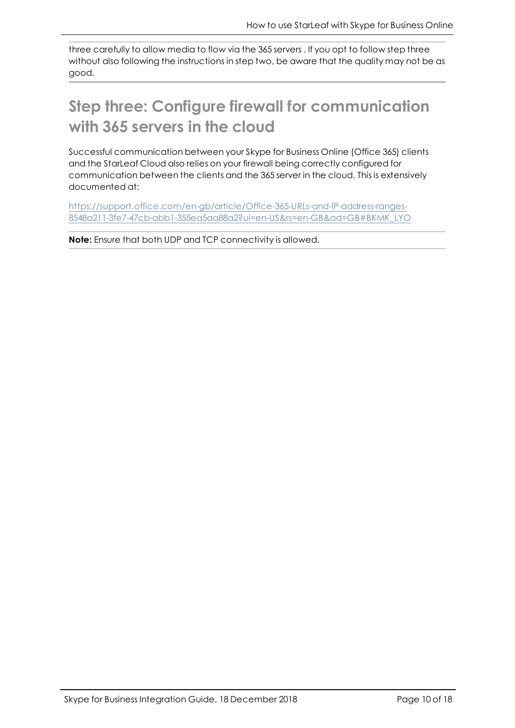three carefully to allow media to flow via the 365 servers . If you opt to follow step three without also following the instructions in step two, be aware that the quality may not be as good.

## Step three: Configure firewall for communication with 365 servers in the cloud

Successful communication between your Skype for Business Online (Office 365) clients and the StarLeaf Cloud also relies on your firewall being correctly configured for communication between the clients and the 365 server in the cloud. This is extensively documented at:

https://support.office.com/en-gb/article/Office-365-URLs-and-IP-address-ranges-8548a211-3fe7-47cb-abb1-355ea5aa88a2?ui=en-US&rs=en-GB&ad=GB#BKMK_LYO

**Note:** Ensure that both UDP and TCP connectivity is allowed.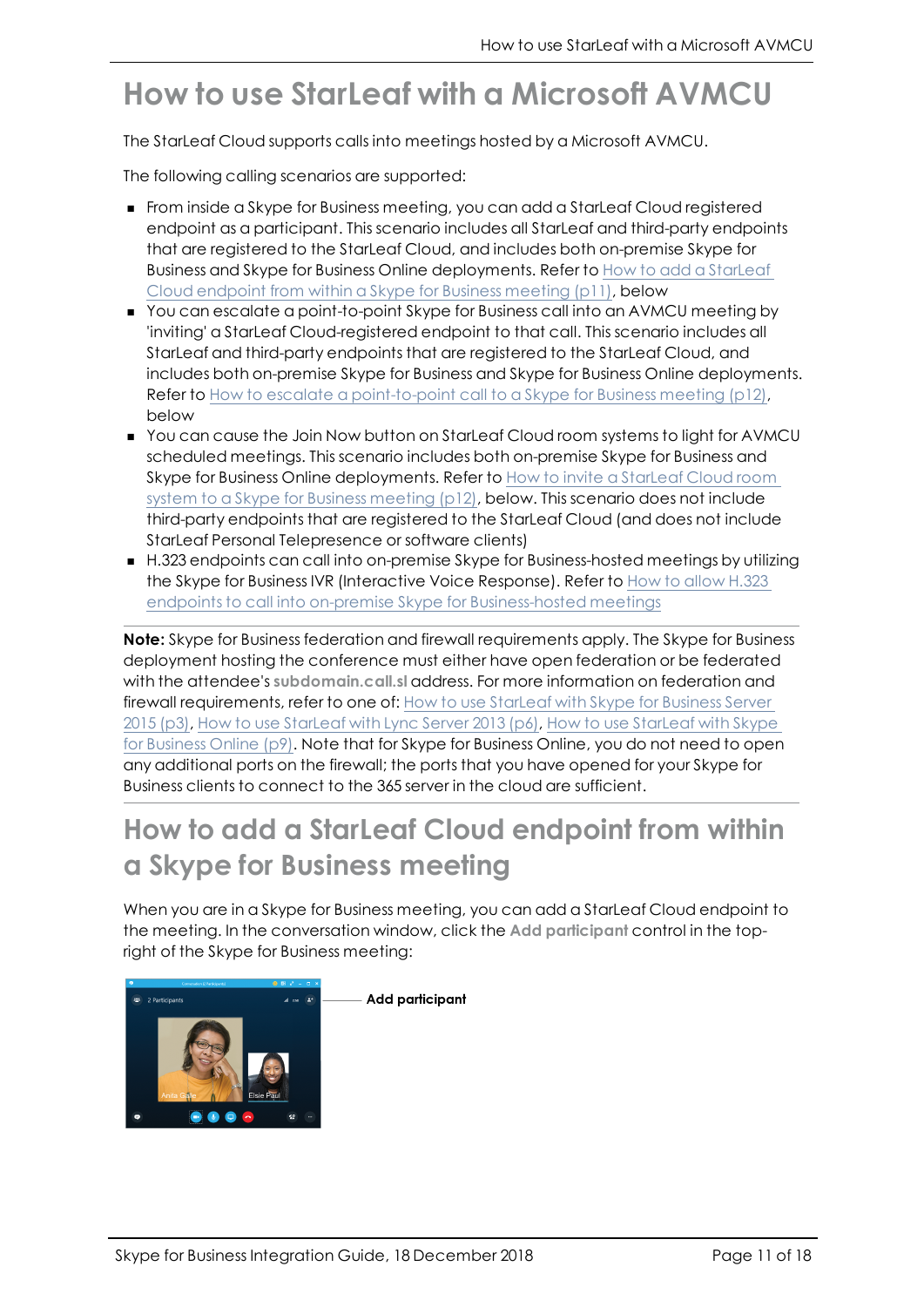# How to use StarLeaf with a Microsoft AVMCU

The StarLeaf Cloud supports calls into meetings hosted by a Microsoft AVMCU.

The following calling scenarios are supported:

- From inside a Skype for Business meeting, you can add a StarLeaf Cloud registered endpoint as a participant. This scenario includes all StarLeaf and third-party endpoints that are registered to the StarLeaf Cloud, and includes both on-premise Skype for Business and Skype for Business Online deployments. Refer to How to add a StarLeaf Cloud endpoint from within a Skype for Business meeting (p11), below
- You can escalate a point-to-point Skype for Business call into an AVMCU meeting by 'inviting' a StarLeaf Cloud-registered endpoint to that call. This scenario includes all StarLeaf and third-party endpoints that are registered to the StarLeaf Cloud, and includes both on-premise Skype for Business and Skype for Business Online deployments. Refer to How to escalate a point-to-point call to a Skype for Business meeting (p12), below
- You can cause the Join Now button on StarLeaf Cloud room systems to light for AVMCU scheduled meetings. This scenario includes both on-premise Skype for Business and Skype for Business Online deployments. Refer to How to invite a StarLeaf Cloud room system to a Skype for Business meeting (p12), below. This scenario does not include third-party endpoints that are registered to the StarLeaf Cloud (and does not include StarLeaf Personal Telepresence or software clients)
- H.323 endpoints can call into on-premise Skype for Business-hosted meetings by utilizing the Skype for Business IVR (Interactive Voice Response). Refer to How to allow H.323 endpoints to call into on-premise Skype for Business-hosted meetings

**Note:** Skype for Business federation and firewall requirements apply. The Skype for Business deployment hosting the conference must either have open federation or be federated with the attendee's **subdomain.call.sl** address. For more information on federation and firewall requirements, refer to one of: How to use StarLeaf with Skype for Business Server 2015 (p3), How to use StarLeaf with Lync Server 2013 (p6), How to use StarLeaf with Skype for Business Online (p9). Note that for Skype for Business Online, you do not need to open any additional ports on the firewall; the ports that you have opened for your Skype for Business clients to connect to the 365 server in the cloud are sufficient.

## How to add a StarLeaf Cloud endpoint from within a Skype for Business meeting

When you are in a Skype for Business meeting, you can add a StarLeaf Cloud endpoint to the meeting. In the conversation window, click the **Add participant** control in the top-right of the Skype for Business meeting:

**Add participant**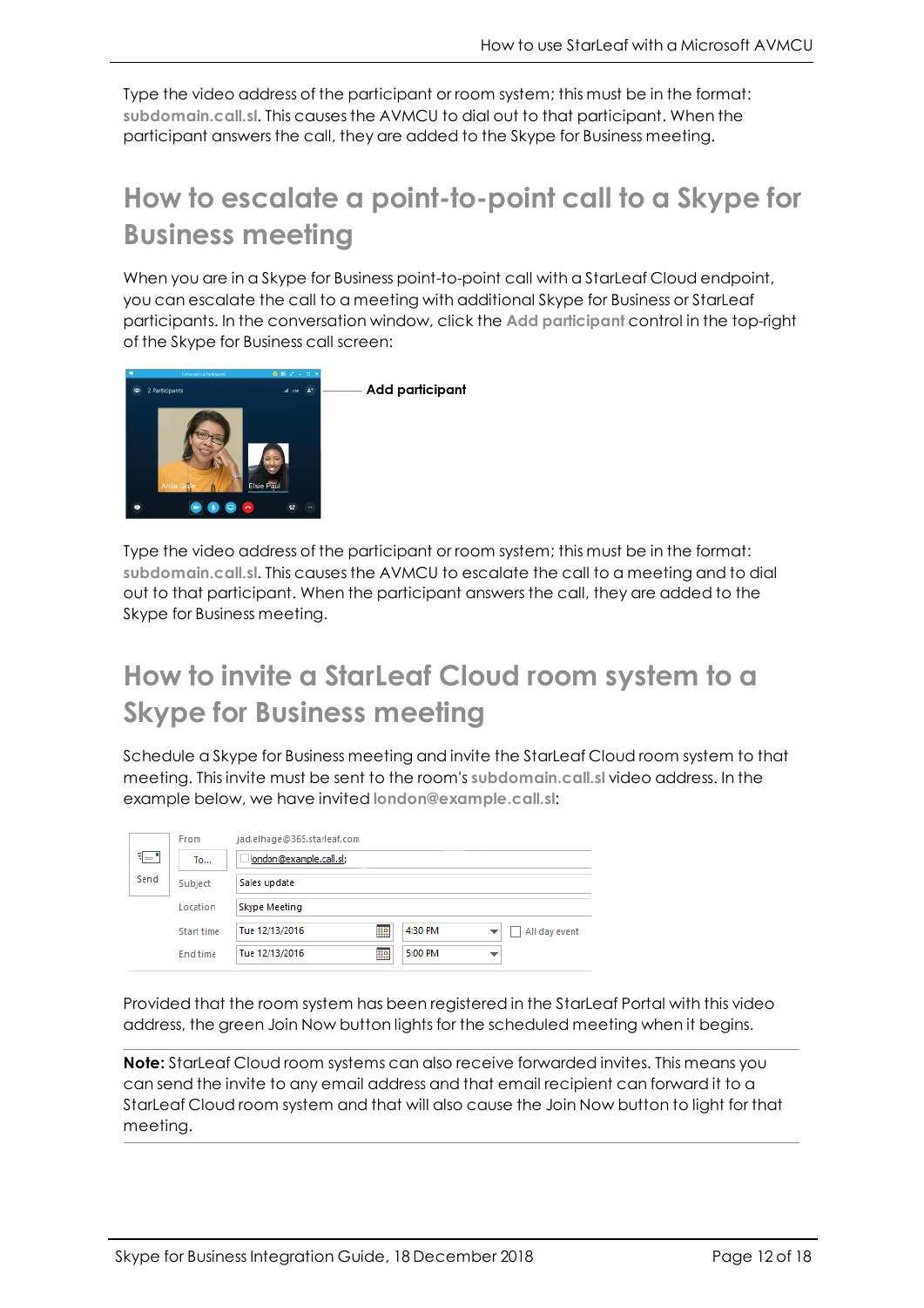Type the video address of the participant or room system; this must be in the format: **subdomain.call.sl**. This causes the AVMCU to dial out to that participant. When the participant answers the call, they are added to the Skype for Business meeting.

## How to escalate a point-to-point call to a Skype for Business meeting

When you are in a Skype for Business point-to-point call with a StarLeaf Cloud endpoint, you can escalate the call to a meeting with additional Skype for Business or StarLeaf participants. In the conversation window, click the **Add participant** control in the top-right of the Skype for Business call screen:

**Add participant**

Type the video address of the participant or room system; this must be in the format: **subdomain.call.sl**. This causes the AVMCU to escalate the call to a meeting and to dial out to that participant. When the participant answers the call, they are added to the Skype for Business meeting.

## How to invite a StarLeaf Cloud room system to a Skype for Business meeting

Schedule a Skype for Business meeting and invite the StarLeaf Cloud room system to that meeting. This invite must be sent to the room's **subdomain.call.sl** video address. In the example below, we have invited **london@example.call.sl**:

| | | |
|---|---|---|
| Send | From | jad.elhage@365.starleaf.com |
| | To... | london@example.call.sl; |
| | Subject | Sales update |
| | Location | Skype Meeting |
| | Start time | Tue 12/13/2016 4:30 PM All day event |
| | End time | Tue 12/13/2016 5:00 PM |

Provided that the room system has been registered in the StarLeaf Portal with this video address, the green Join Now button lights for the scheduled meeting when it begins.

---

**Note:** StarLeaf Cloud room systems can also receive forwarded invites. This means you can send the invite to any email address and that email recipient can forward it to a StarLeaf Cloud room system and that will also cause the Join Now button to light for that meeting.

---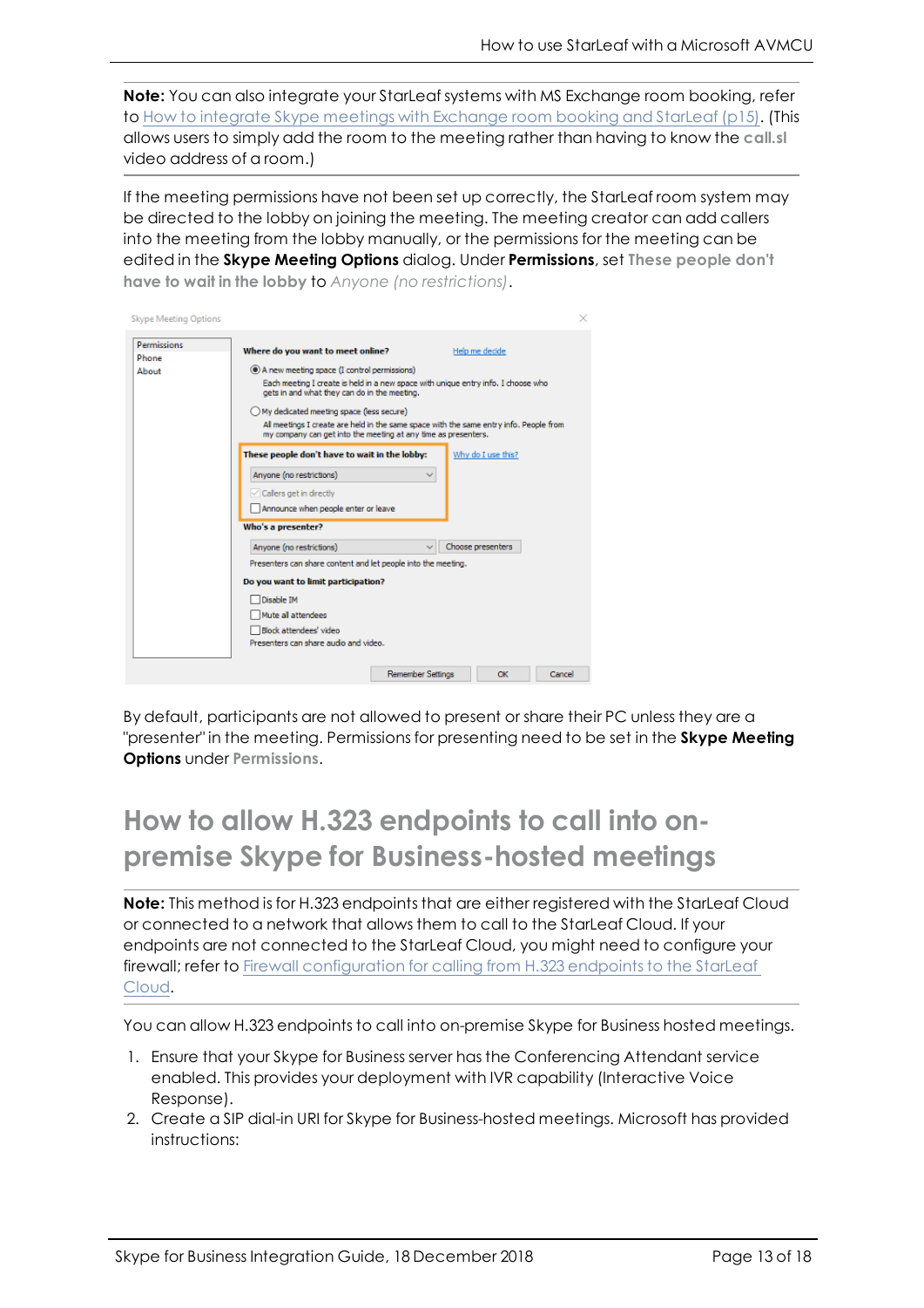**Note:** You can also integrate your StarLeaf systems with MS Exchange room booking, refer to [How to integrate Skype meetings with Exchange room booking and StarLeaf (p15)](). (This allows users to simply add the room to the meeting rather than having to know the **call.sl** video address of a room.)

If the meeting permissions have not been set up correctly, the StarLeaf room system may be directed to the lobby on joining the meeting. The meeting creator can add callers into the meeting from the lobby manually, or the permissions for the meeting can be edited in the **Skype Meeting Options** dialog. Under **Permissions**, set **These people don't have to wait in the lobby** to *Anyone (no restrictions)*.

By default, participants are not allowed to present or share their PC unless they are a "presenter" in the meeting. Permissions for presenting need to be set in the **Skype Meeting Options** under **Permissions**.

# How to allow H.323 endpoints to call into on-premise Skype for Business-hosted meetings

**Note:** This method is for H.323 endpoints that are either registered with the StarLeaf Cloud or connected to a network that allows them to call to the StarLeaf Cloud. If your endpoints are not connected to the StarLeaf Cloud, you might need to configure your firewall; refer to [Firewall configuration for calling from H.323 endpoints to the StarLeaf Cloud]().

You can allow H.323 endpoints to call into on-premise Skype for Business hosted meetings.

1. Ensure that your Skype for Business server has the Conferencing Attendant service enabled. This provides your deployment with IVR capability (Interactive Voice Response).
2. Create a SIP dial-in URI for Skype for Business-hosted meetings. Microsoft has provided instructions: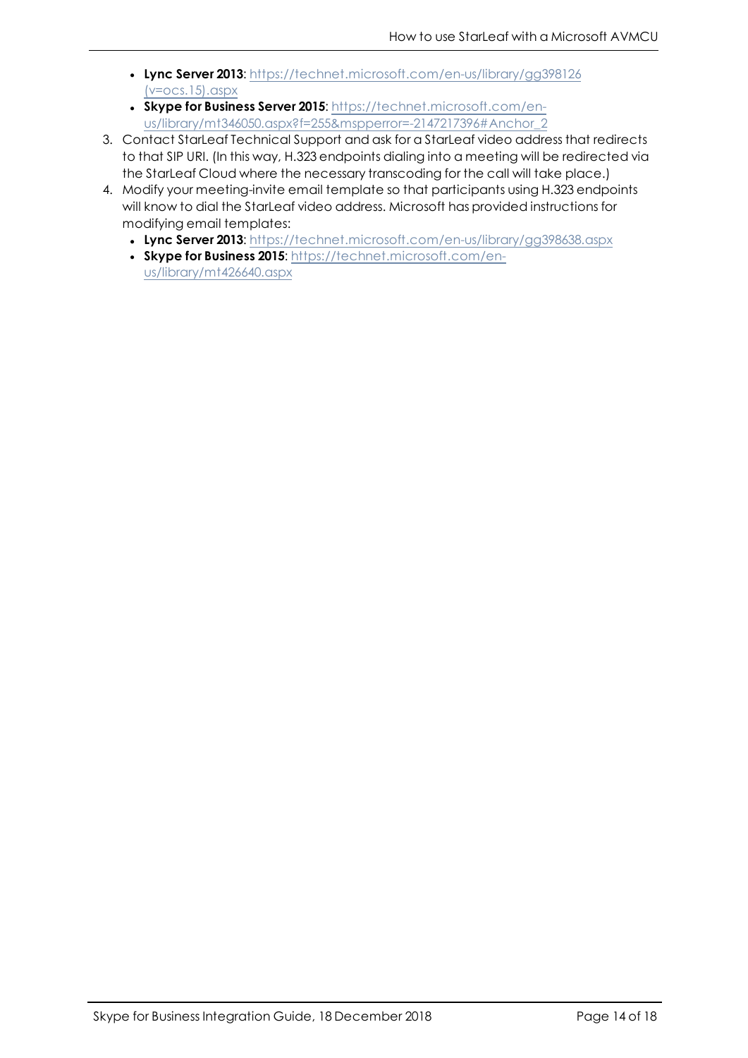- **Lync Server 2013**: https://technet.microsoft.com/en-us/library/gg398126(v=ocs.15).aspx
- **Skype for Business Server 2015**: https://technet.microsoft.com/en-us/library/mt346050.aspx?f=255&mspperror=-2147217396#Anchor_2

3. Contact StarLeaf Technical Support and ask for a StarLeaf video address that redirects to that SIP URI. (In this way, H.323 endpoints dialing into a meeting will be redirected via the StarLeaf Cloud where the necessary transcoding for the call will take place.)
4. Modify your meeting-invite email template so that participants using H.323 endpoints will know to dial the StarLeaf video address. Microsoft has provided instructions for modifying email templates:
   - **Lync Server 2013**: https://technet.microsoft.com/en-us/library/gg398638.aspx
   - **Skype for Business 2015**: https://technet.microsoft.com/en-us/library/mt426640.aspx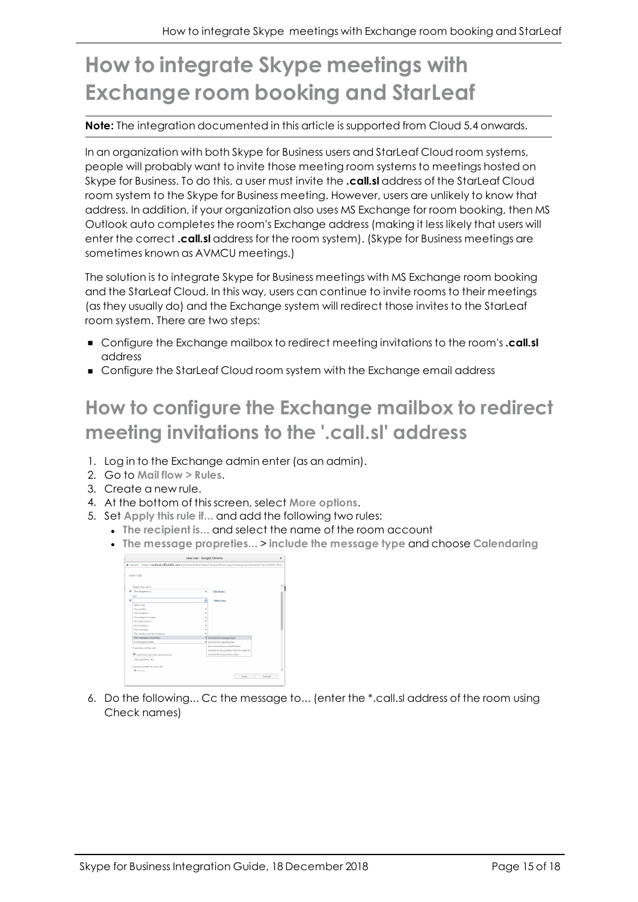# How to integrate Skype meetings with Exchange room booking and StarLeaf

**Note:** The integration documented in this article is supported from Cloud 5.4 onwards.

In an organization with both Skype for Business users and StarLeaf Cloud room systems, people will probably want to invite those meeting room systems to meetings hosted on Skype for Business. To do this, a user must invite the **.call.sl** address of the StarLeaf Cloud room system to the Skype for Business meeting. However, users are unlikely to know that address. In addition, if your organization also uses MS Exchange for room booking, then MS Outlook auto completes the room's Exchange address (making it less likely that users will enter the correct **.call.sl** address for the room system). (Skype for Business meetings are sometimes known as AVMCU meetings.)

The solution is to integrate Skype for Business meetings with MS Exchange room booking and the StarLeaf Cloud. In this way, users can continue to invite rooms to their meetings (as they usually do) and the Exchange system will redirect those invites to the StarLeaf room system. There are two steps:

- Configure the Exchange mailbox to redirect meeting invitations to the room's **.call.sl** address
- Configure the StarLeaf Cloud room system with the Exchange email address

## How to configure the Exchange mailbox to redirect meeting invitations to the '.call.sl' address

1. Log in to the Exchange admin enter (as an admin).
2. Go to **Mail flow > Rules**.
3. Create a new rule.
4. At the bottom of this screen, select **More options**.
5. Set **Apply this rule if...** and add the following two rules:
   - **The recipient is...** and select the name of the room account
   - **The message prepreties...** > **include the message type** and choose **Calendaring**
6. Do the following... Cc the message to... (enter the *.call.sl address of the room using Check names)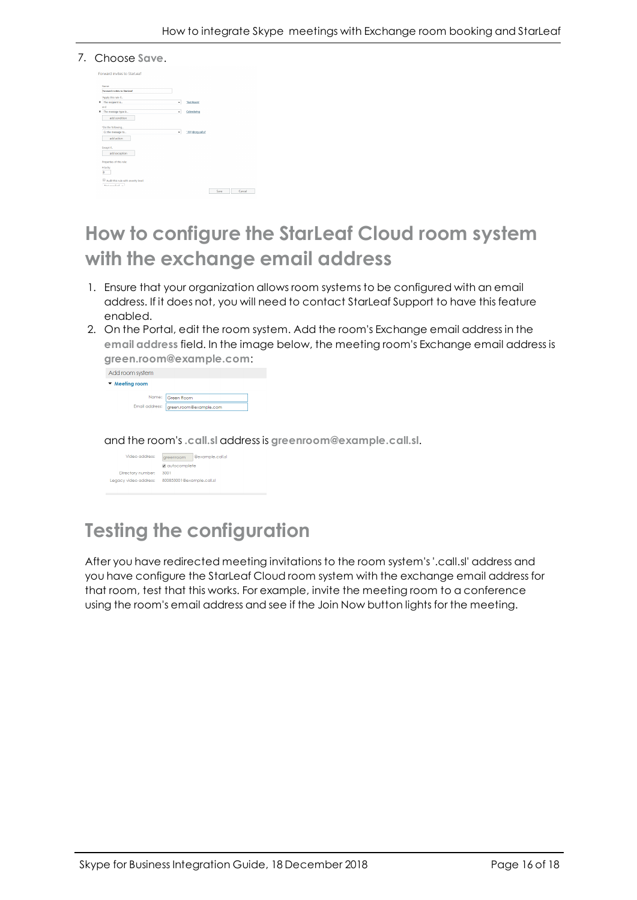7. Choose **Save**.

## How to configure the StarLeaf Cloud room system with the exchange email address

1. Ensure that your organization allows room systems to be configured with an email address. If it does not, you will need to contact StarLeaf Support to have this feature enabled.
2. On the Portal, edit the room system. Add the room's Exchange email address in the **email address** field. In the image below, the meeting room's Exchange email address is **green.room@example.com**:

   and the room's **.call.sl** address is **greenroom@example.call.sl**.

## Testing the configuration

After you have redirected meeting invitations to the room system's '.call.sl' address and you have configure the StarLeaf Cloud room system with the exchange email address for that room, test that this works. For example, invite the meeting room to a conference using the room's email address and see if the Join Now button lights for the meeting.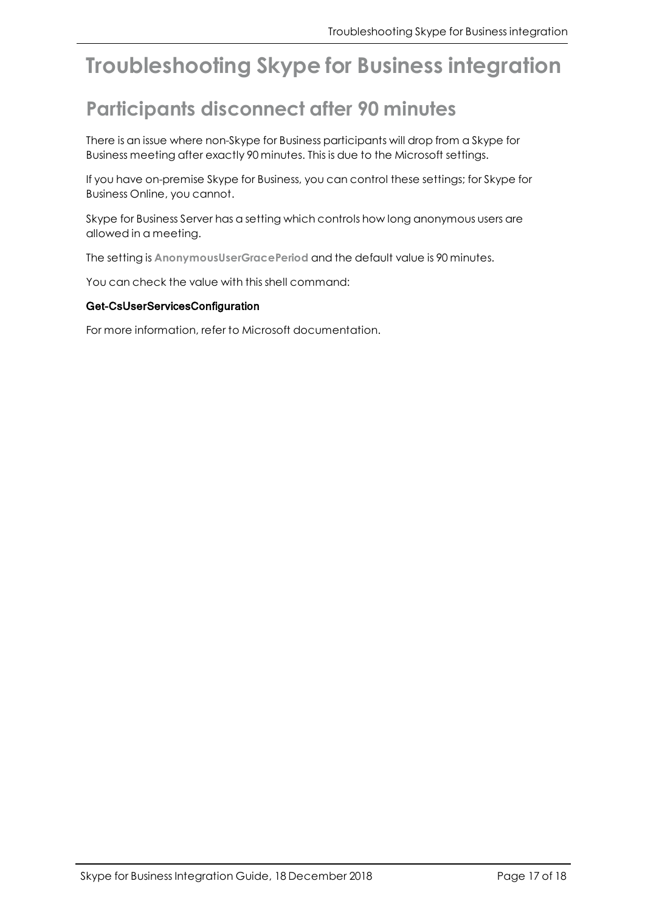# Troubleshooting Skype for Business integration

## Participants disconnect after 90 minutes

There is an issue where non-Skype for Business participants will drop from a Skype for Business meeting after exactly 90 minutes. This is due to the Microsoft settings.

If you have on-premise Skype for Business, you can control these settings; for Skype for Business Online, you cannot.

Skype for Business Server has a setting which controls how long anonymous users are allowed in a meeting.

The setting is **AnonymousUserGracePeriod** and the default value is 90 minutes.

You can check the value with this shell command:

```
Get-CsUserServicesConfiguration
```

For more information, refer to Microsoft documentation.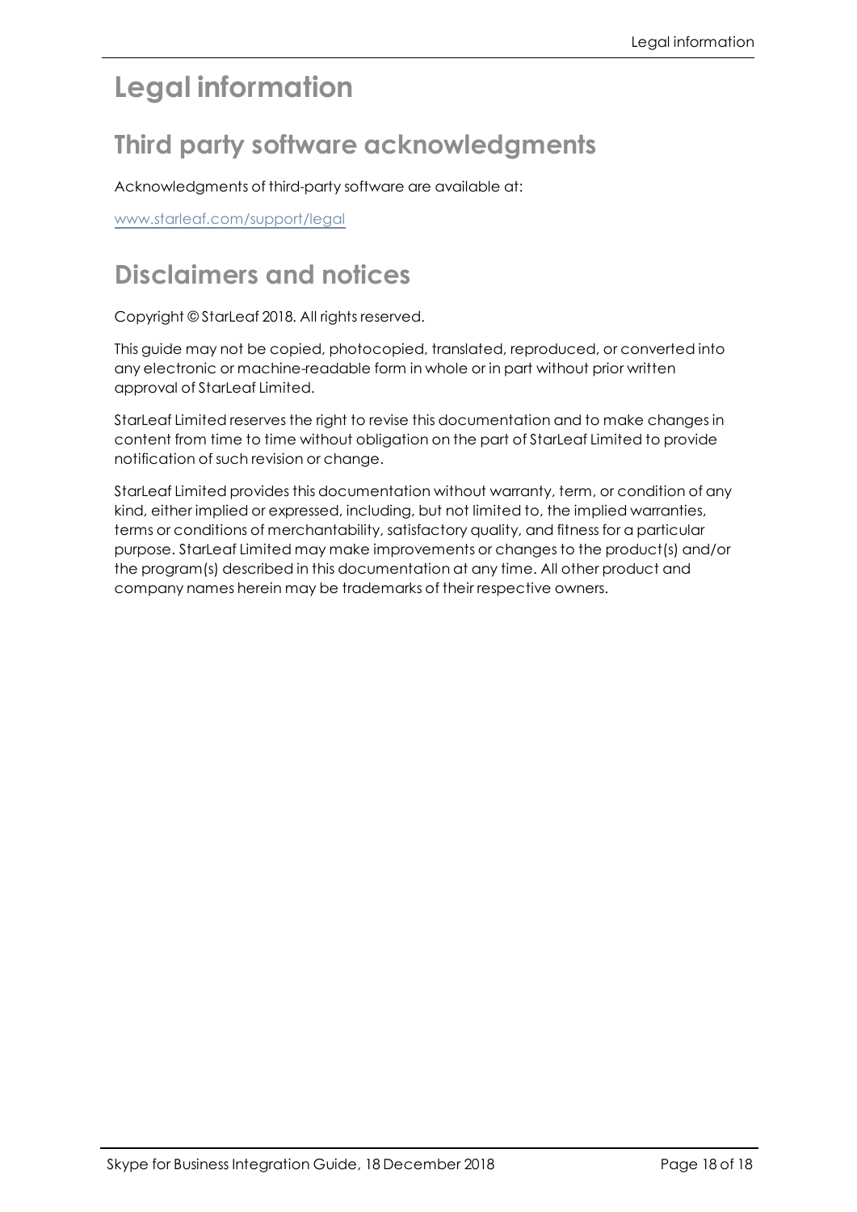# Legal information

## Third party software acknowledgments

Acknowledgments of third-party software are available at:

www.starleaf.com/support/legal

## Disclaimers and notices

Copyright © StarLeaf 2018. All rights reserved.

This guide may not be copied, photocopied, translated, reproduced, or converted into any electronic or machine-readable form in whole or in part without prior written approval of StarLeaf Limited.

StarLeaf Limited reserves the right to revise this documentation and to make changes in content from time to time without obligation on the part of StarLeaf Limited to provide notification of such revision or change.

StarLeaf Limited provides this documentation without warranty, term, or condition of any kind, either implied or expressed, including, but not limited to, the implied warranties, terms or conditions of merchantability, satisfactory quality, and fitness for a particular purpose. StarLeaf Limited may make improvements or changes to the product(s) and/or the program(s) described in this documentation at any time. All other product and company names herein may be trademarks of their respective owners.